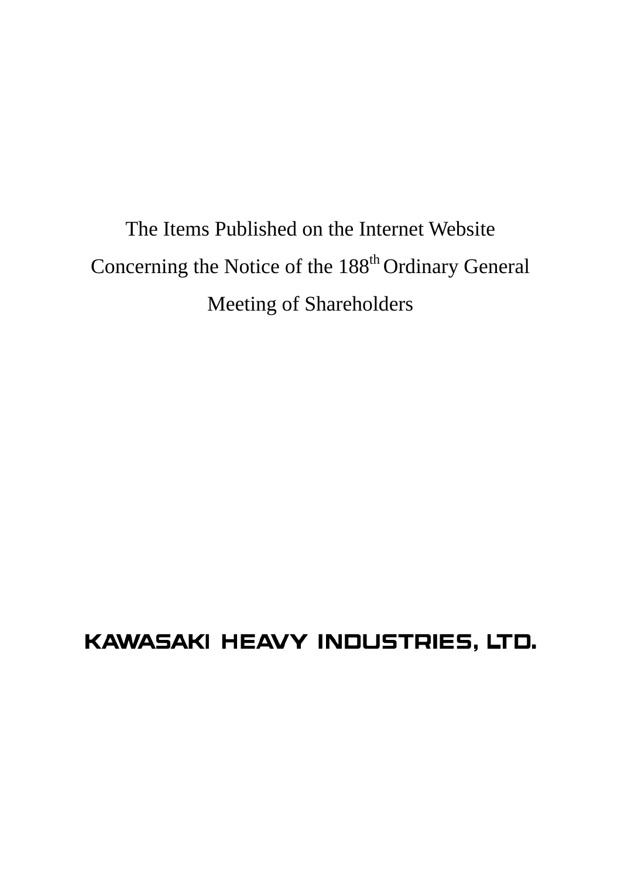# The Items Published on the Internet Website Concerning the Notice of the 188th Ordinary General Meeting of Shareholders

**KAWASAKI HEAVY INDUSTRIES, LTD.**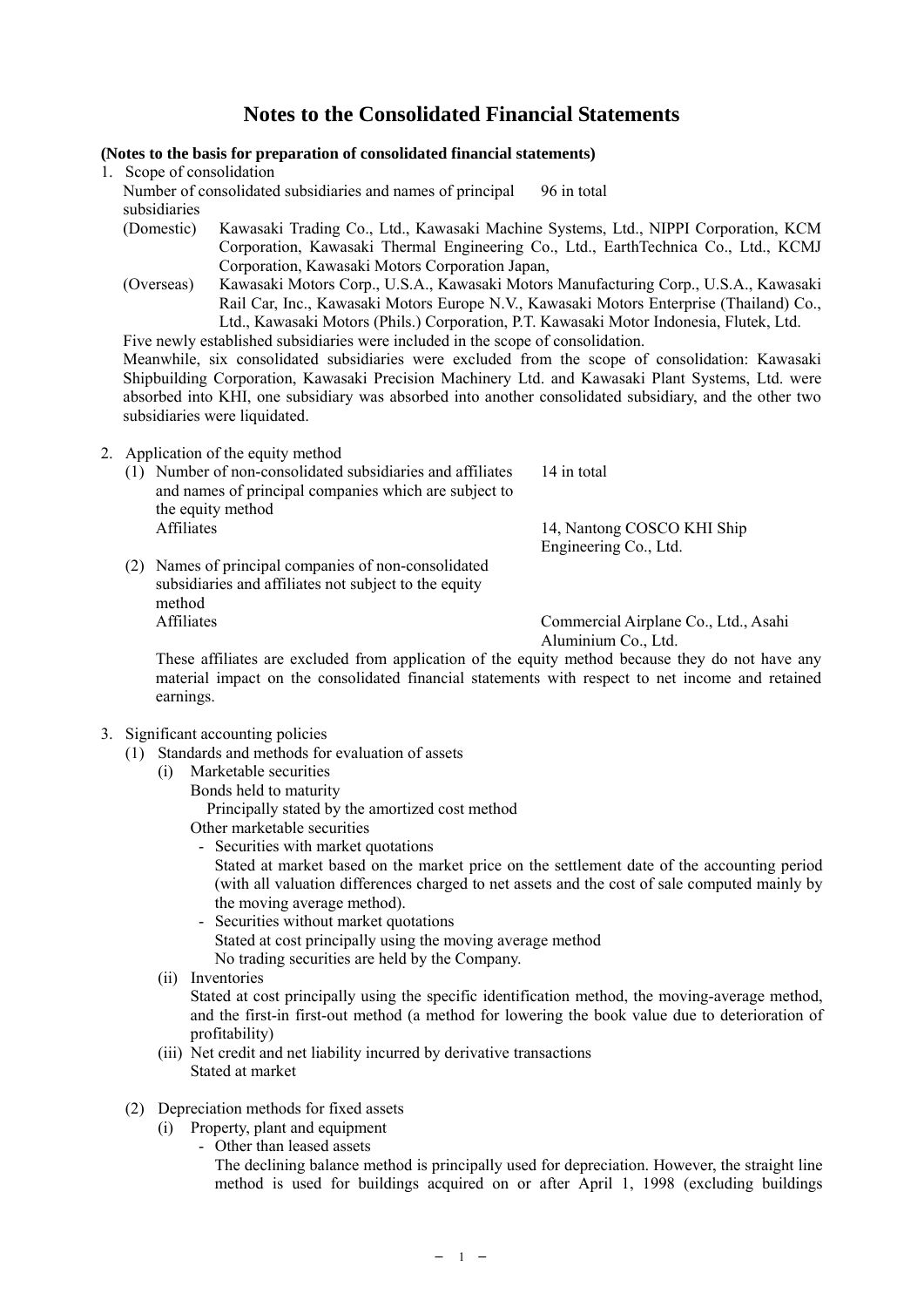# Notes to the Consolidated Financial Statements

**(Notes to the basis for preparation of consolidated financial statements)**

1. Scope of consolidation

   Number of consolidated subsidiaries and names of principal subsidiaries: 96 in total

   (Domestic) Kawasaki Trading Co., Ltd., Kawasaki Machine Systems, Ltd., NIPPI Corporation, KCM Corporation, Kawasaki Thermal Engineering Co., Ltd., EarthTechnica Co., Ltd., KCMJ Corporation, Kawasaki Motors Corporation Japan,

   (Overseas) Kawasaki Motors Corp., U.S.A., Kawasaki Motors Manufacturing Corp., U.S.A., Kawasaki Rail Car, Inc., Kawasaki Motors Europe N.V., Kawasaki Motors Enterprise (Thailand) Co., Ltd., Kawasaki Motors (Phils.) Corporation, P.T. Kawasaki Motor Indonesia, Flutek, Ltd.

   Five newly established subsidiaries were included in the scope of consolidation.

   Meanwhile, six consolidated subsidiaries were excluded from the scope of consolidation: Kawasaki Shipbuilding Corporation, Kawasaki Precision Machinery Ltd. and Kawasaki Plant Systems, Ltd. were absorbed into KHI, one subsidiary was absorbed into another consolidated subsidiary, and the other two subsidiaries were liquidated.

2. Application of the equity method

   (1) Number of non-consolidated subsidiaries and affiliates and names of principal companies which are subject to the equity method: 14 in total

       Affiliates: 14, Nantong COSCO KHI Ship Engineering Co., Ltd.

   (2) Names of principal companies of non-consolidated subsidiaries and affiliates not subject to the equity method

       Affiliates: Commercial Airplane Co., Ltd., Asahi Aluminium Co., Ltd.

   These affiliates are excluded from application of the equity method because they do not have any material impact on the consolidated financial statements with respect to net income and retained earnings.

3. Significant accounting policies

   (1) Standards and methods for evaluation of assets

       (i) Marketable securities

           Bonds held to maturity

           Principally stated by the amortized cost method

           Other marketable securities

           - Securities with market quotations

             Stated at market based on the market price on the settlement date of the accounting period (with all valuation differences charged to net assets and the cost of sale computed mainly by the moving average method).

           - Securities without market quotations

             Stated at cost principally using the moving average method

             No trading securities are held by the Company.

       (ii) Inventories

            Stated at cost principally using the specific identification method, the moving-average method, and the first-in first-out method (a method for lowering the book value due to deterioration of profitability)

       (iii) Net credit and net liability incurred by derivative transactions

             Stated at market

   (2) Depreciation methods for fixed assets

       (i) Property, plant and equipment

           - Other than leased assets

             The declining balance method is principally used for depreciation. However, the straight line method is used for buildings acquired on or after April 1, 1998 (excluding buildings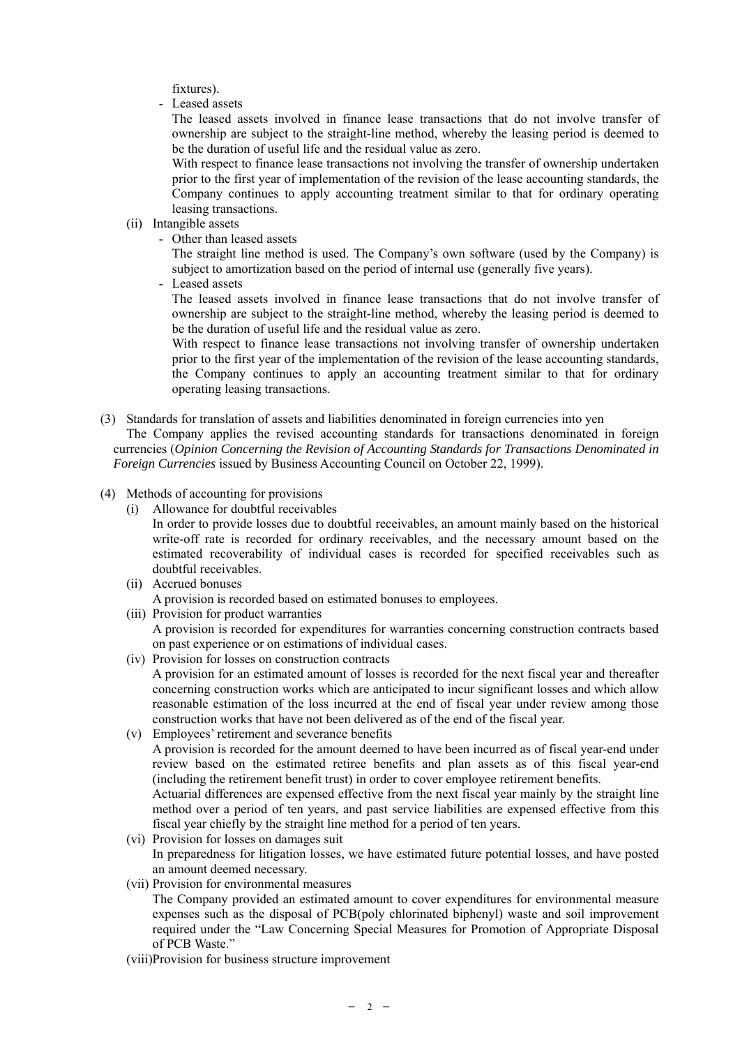fixtures).

- Leased assets

  The leased assets involved in finance lease transactions that do not involve transfer of ownership are subject to the straight-line method, whereby the leasing period is deemed to be the duration of useful life and the residual value as zero.

  With respect to finance lease transactions not involving the transfer of ownership undertaken prior to the first year of implementation of the revision of the lease accounting standards, the Company continues to apply accounting treatment similar to that for ordinary operating leasing transactions.

(ii) Intangible assets

- Other than leased assets

  The straight line method is used. The Company's own software (used by the Company) is subject to amortization based on the period of internal use (generally five years).

- Leased assets

  The leased assets involved in finance lease transactions that do not involve transfer of ownership are subject to the straight-line method, whereby the leasing period is deemed to be the duration of useful life and the residual value as zero.

  With respect to finance lease transactions not involving transfer of ownership undertaken prior to the first year of the implementation of the revision of the lease accounting standards, the Company continues to apply an accounting treatment similar to that for ordinary operating leasing transactions.

(3) Standards for translation of assets and liabilities denominated in foreign currencies into yen

The Company applies the revised accounting standards for transactions denominated in foreign currencies (*Opinion Concerning the Revision of Accounting Standards for Transactions Denominated in Foreign Currencies* issued by Business Accounting Council on October 22, 1999).

(4) Methods of accounting for provisions

(i) Allowance for doubtful receivables

In order to provide losses due to doubtful receivables, an amount mainly based on the historical write-off rate is recorded for ordinary receivables, and the necessary amount based on the estimated recoverability of individual cases is recorded for specified receivables such as doubtful receivables.

(ii) Accrued bonuses

A provision is recorded based on estimated bonuses to employees.

(iii) Provision for product warranties

A provision is recorded for expenditures for warranties concerning construction contracts based on past experience or on estimations of individual cases.

(iv) Provision for losses on construction contracts

A provision for an estimated amount of losses is recorded for the next fiscal year and thereafter concerning construction works which are anticipated to incur significant losses and which allow reasonable estimation of the loss incurred at the end of fiscal year under review among those construction works that have not been delivered as of the end of the fiscal year.

(v) Employees' retirement and severance benefits

A provision is recorded for the amount deemed to have been incurred as of fiscal year-end under review based on the estimated retiree benefits and plan assets as of this fiscal year-end (including the retirement benefit trust) in order to cover employee retirement benefits.

Actuarial differences are expensed effective from the next fiscal year mainly by the straight line method over a period of ten years, and past service liabilities are expensed effective from this fiscal year chiefly by the straight line method for a period of ten years.

(vi) Provision for losses on damages suit

In preparedness for litigation losses, we have estimated future potential losses, and have posted an amount deemed necessary.

(vii) Provision for environmental measures

The Company provided an estimated amount to cover expenditures for environmental measure expenses such as the disposal of PCB(poly chlorinated biphenyl) waste and soil improvement required under the "Law Concerning Special Measures for Promotion of Appropriate Disposal of PCB Waste."

(viii)Provision for business structure improvement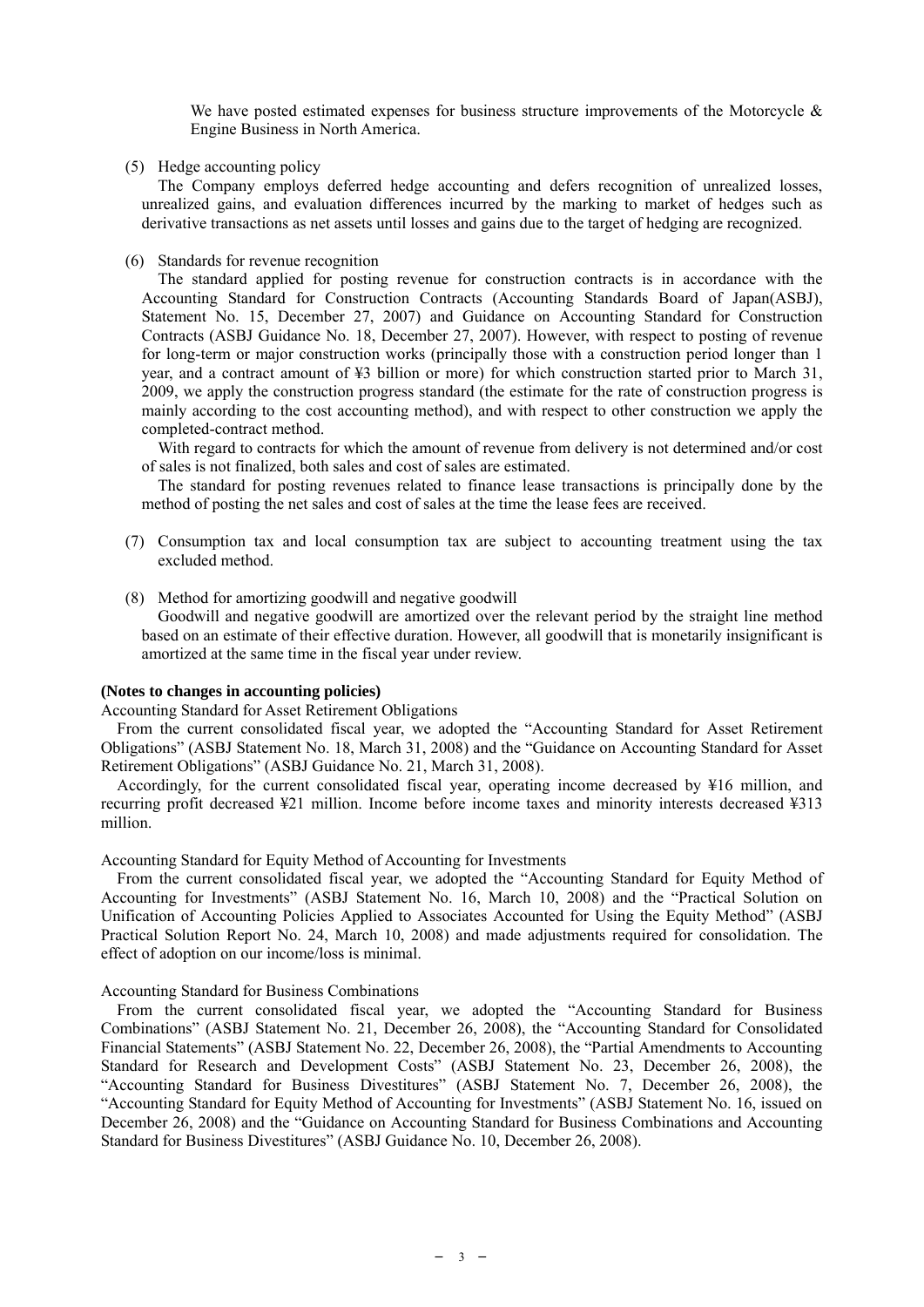We have posted estimated expenses for business structure improvements of the Motorcycle & Engine Business in North America.

(5) Hedge accounting policy

The Company employs deferred hedge accounting and defers recognition of unrealized losses, unrealized gains, and evaluation differences incurred by the marking to market of hedges such as derivative transactions as net assets until losses and gains due to the target of hedging are recognized.

(6) Standards for revenue recognition

The standard applied for posting revenue for construction contracts is in accordance with the Accounting Standard for Construction Contracts (Accounting Standards Board of Japan(ASBJ), Statement No. 15, December 27, 2007) and Guidance on Accounting Standard for Construction Contracts (ASBJ Guidance No. 18, December 27, 2007). However, with respect to posting of revenue for long-term or major construction works (principally those with a construction period longer than 1 year, and a contract amount of ¥3 billion or more) for which construction started prior to March 31, 2009, we apply the construction progress standard (the estimate for the rate of construction progress is mainly according to the cost accounting method), and with respect to other construction we apply the completed-contract method.

With regard to contracts for which the amount of revenue from delivery is not determined and/or cost of sales is not finalized, both sales and cost of sales are estimated.

The standard for posting revenues related to finance lease transactions is principally done by the method of posting the net sales and cost of sales at the time the lease fees are received.

(7) Consumption tax and local consumption tax are subject to accounting treatment using the tax excluded method.

(8) Method for amortizing goodwill and negative goodwill

Goodwill and negative goodwill are amortized over the relevant period by the straight line method based on an estimate of their effective duration. However, all goodwill that is monetarily insignificant is amortized at the same time in the fiscal year under review.

**(Notes to changes in accounting policies)**

Accounting Standard for Asset Retirement Obligations

From the current consolidated fiscal year, we adopted the "Accounting Standard for Asset Retirement Obligations" (ASBJ Statement No. 18, March 31, 2008) and the "Guidance on Accounting Standard for Asset Retirement Obligations" (ASBJ Guidance No. 21, March 31, 2008).

Accordingly, for the current consolidated fiscal year, operating income decreased by ¥16 million, and recurring profit decreased ¥21 million. Income before income taxes and minority interests decreased ¥313 million.

Accounting Standard for Equity Method of Accounting for Investments

From the current consolidated fiscal year, we adopted the "Accounting Standard for Equity Method of Accounting for Investments" (ASBJ Statement No. 16, March 10, 2008) and the "Practical Solution on Unification of Accounting Policies Applied to Associates Accounted for Using the Equity Method" (ASBJ Practical Solution Report No. 24, March 10, 2008) and made adjustments required for consolidation. The effect of adoption on our income/loss is minimal.

Accounting Standard for Business Combinations

From the current consolidated fiscal year, we adopted the "Accounting Standard for Business Combinations" (ASBJ Statement No. 21, December 26, 2008), the "Accounting Standard for Consolidated Financial Statements" (ASBJ Statement No. 22, December 26, 2008), the "Partial Amendments to Accounting Standard for Research and Development Costs" (ASBJ Statement No. 23, December 26, 2008), the "Accounting Standard for Business Divestitures" (ASBJ Statement No. 7, December 26, 2008), the "Accounting Standard for Equity Method of Accounting for Investments" (ASBJ Statement No. 16, issued on December 26, 2008) and the "Guidance on Accounting Standard for Business Combinations and Accounting Standard for Business Divestitures" (ASBJ Guidance No. 10, December 26, 2008).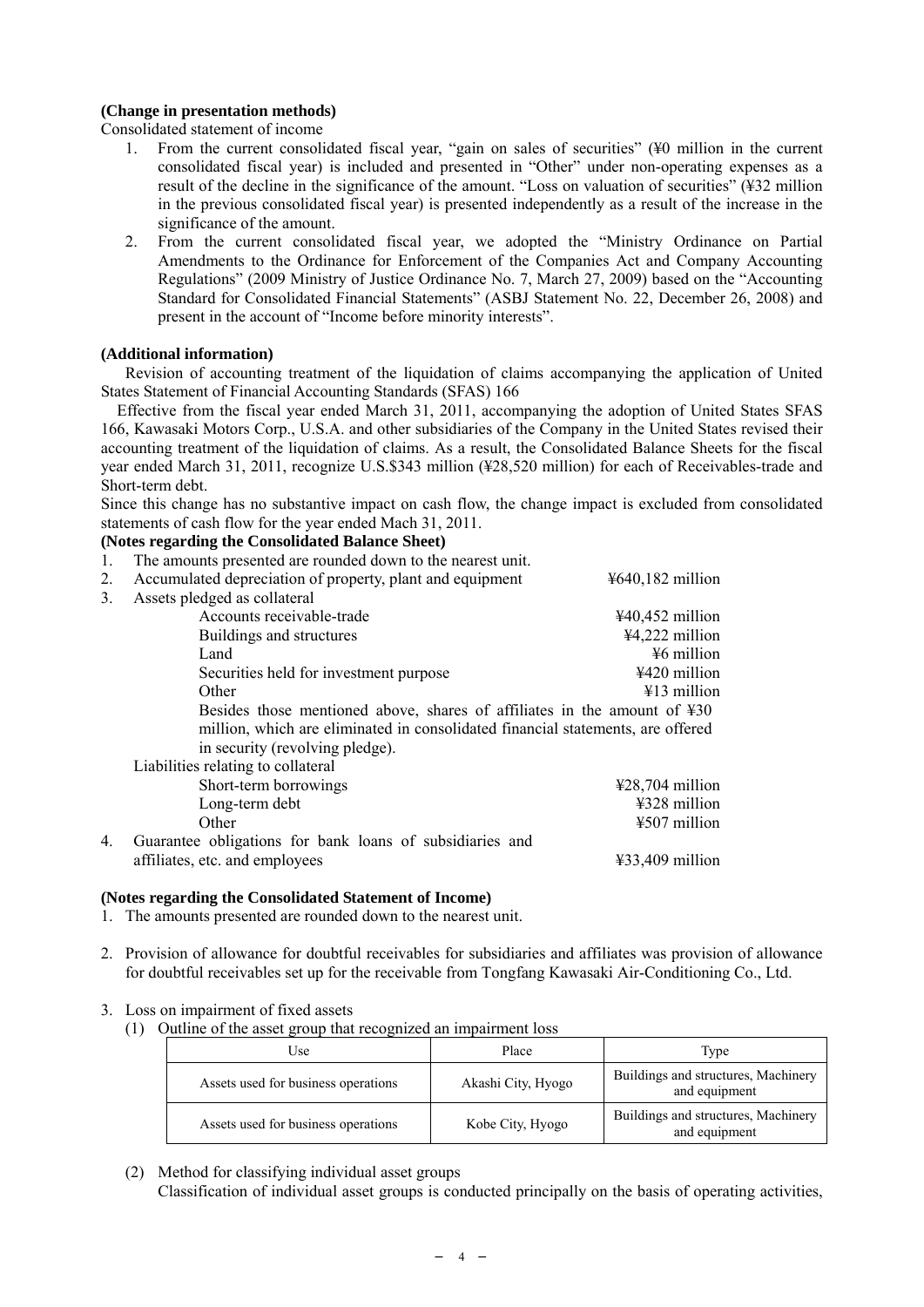**(Change in presentation methods)**

Consolidated statement of income

1. From the current consolidated fiscal year, "gain on sales of securities" (¥0 million in the current consolidated fiscal year) is included and presented in "Other" under non-operating expenses as a result of the decline in the significance of the amount. "Loss on valuation of securities" (¥32 million in the previous consolidated fiscal year) is presented independently as a result of the increase in the significance of the amount.
2. From the current consolidated fiscal year, we adopted the "Ministry Ordinance on Partial Amendments to the Ordinance for Enforcement of the Companies Act and Company Accounting Regulations" (2009 Ministry of Justice Ordinance No. 7, March 27, 2009) based on the "Accounting Standard for Consolidated Financial Statements" (ASBJ Statement No. 22, December 26, 2008) and present in the account of "Income before minority interests".

**(Additional information)**

Revision of accounting treatment of the liquidation of claims accompanying the application of United States Statement of Financial Accounting Standards (SFAS) 166

Effective from the fiscal year ended March 31, 2011, accompanying the adoption of United States SFAS 166, Kawasaki Motors Corp., U.S.A. and other subsidiaries of the Company in the United States revised their accounting treatment of the liquidation of claims. As a result, the Consolidated Balance Sheets for the fiscal year ended March 31, 2011, recognize U.S.$343 million (¥28,520 million) for each of Receivables-trade and Short-term debt.

Since this change has no substantive impact on cash flow, the change impact is excluded from consolidated statements of cash flow for the year ended Mach 31, 2011.

**(Notes regarding the Consolidated Balance Sheet)**

1. The amounts presented are rounded down to the nearest unit.
2. Accumulated depreciation of property, plant and equipment ¥640,182 million
3. Assets pledged as collateral

| | |
|---|---|
| Accounts receivable-trade | ¥40,452 million |
| Buildings and structures | ¥4,222 million |
| Land | ¥6 million |
| Securities held for investment purpose | ¥420 million |
| Other | ¥13 million |

Besides those mentioned above, shares of affiliates in the amount of ¥30 million, which are eliminated in consolidated financial statements, are offered in security (revolving pledge).

Liabilities relating to collateral

| | |
|---|---|
| Short-term borrowings | ¥28,704 million |
| Long-term debt | ¥328 million |
| Other | ¥507 million |

4. Guarantee obligations for bank loans of subsidiaries and affiliates, etc. and employees ¥33,409 million

**(Notes regarding the Consolidated Statement of Income)**

1. The amounts presented are rounded down to the nearest unit.
2. Provision of allowance for doubtful receivables for subsidiaries and affiliates was provision of allowance for doubtful receivables set up for the receivable from Tongfang Kawasaki Air-Conditioning Co., Ltd.
3. Loss on impairment of fixed assets
   (1) Outline of the asset group that recognized an impairment loss

| Use | Place | Type |
|---|---|---|
| Assets used for business operations | Akashi City, Hyogo | Buildings and structures, Machinery and equipment |
| Assets used for business operations | Kobe City, Hyogo | Buildings and structures, Machinery and equipment |

   (2) Method for classifying individual asset groups
   Classification of individual asset groups is conducted principally on the basis of operating activities,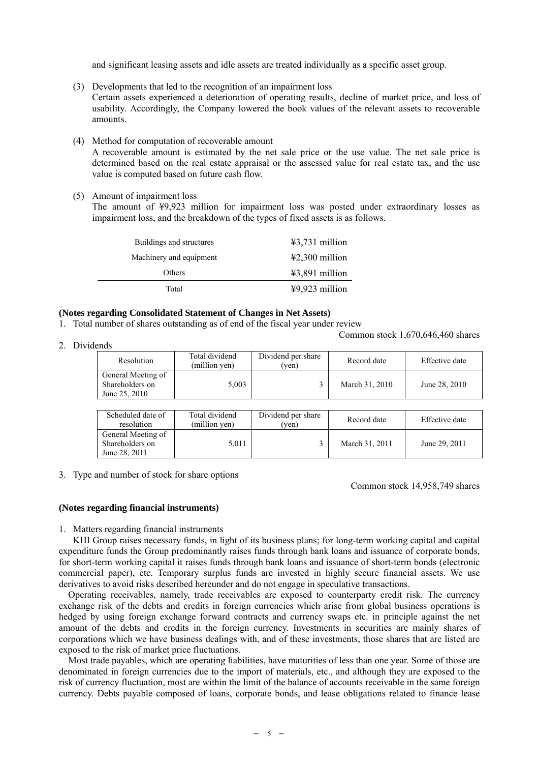and significant leasing assets and idle assets are treated individually as a specific asset group.

(3) Developments that led to the recognition of an impairment loss
Certain assets experienced a deterioration of operating results, decline of market price, and loss of usability. Accordingly, the Company lowered the book values of the relevant assets to recoverable amounts.

(4) Method for computation of recoverable amount
A recoverable amount is estimated by the net sale price or the use value. The net sale price is determined based on the real estate appraisal or the assessed value for real estate tax, and the use value is computed based on future cash flow.

(5) Amount of impairment loss
The amount of ¥9,923 million for impairment loss was posted under extraordinary losses as impairment loss, and the breakdown of the types of fixed assets is as follows.

| | |
|---|---|
| Buildings and structures | ¥3,731 million |
| Machinery and equipment | ¥2,300 million |
| Others | ¥3,891 million |
| Total | ¥9,923 million |

**(Notes regarding Consolidated Statement of Changes in Net Assets)**

1. Total number of shares outstanding as of end of the fiscal year under review

Common stock 1,670,646,460 shares

2. Dividends

| Resolution | Total dividend (million yen) | Dividend per share (yen) | Record date | Effective date |
|---|---|---|---|---|
| General Meeting of Shareholders on June 25, 2010 | 5,003 | 3 | March 31, 2010 | June 28, 2010 |

| Scheduled date of resolution | Total dividend (million yen) | Dividend per share (yen) | Record date | Effective date |
|---|---|---|---|---|
| General Meeting of Shareholders on June 28, 2011 | 5,011 | 3 | March 31, 2011 | June 29, 2011 |

3. Type and number of stock for share options

Common stock 14,958,749 shares

**(Notes regarding financial instruments)**

1. Matters regarding financial instruments

KHI Group raises necessary funds, in light of its business plans; for long-term working capital and capital expenditure funds the Group predominantly raises funds through bank loans and issuance of corporate bonds, for short-term working capital it raises funds through bank loans and issuance of short-term bonds (electronic commercial paper), etc. Temporary surplus funds are invested in highly secure financial assets. We use derivatives to avoid risks described hereunder and do not engage in speculative transactions.

Operating receivables, namely, trade receivables are exposed to counterparty credit risk. The currency exchange risk of the debts and credits in foreign currencies which arise from global business operations is hedged by using foreign exchange forward contracts and currency swaps etc. in principle against the net amount of the debts and credits in the foreign currency. Investments in securities are mainly shares of corporations which we have business dealings with, and of these investments, those shares that are listed are exposed to the risk of market price fluctuations.

Most trade payables, which are operating liabilities, have maturities of less than one year. Some of those are denominated in foreign currencies due to the import of materials, etc., and although they are exposed to the risk of currency fluctuation, most are within the limit of the balance of accounts receivable in the same foreign currency. Debts payable composed of loans, corporate bonds, and lease obligations related to finance lease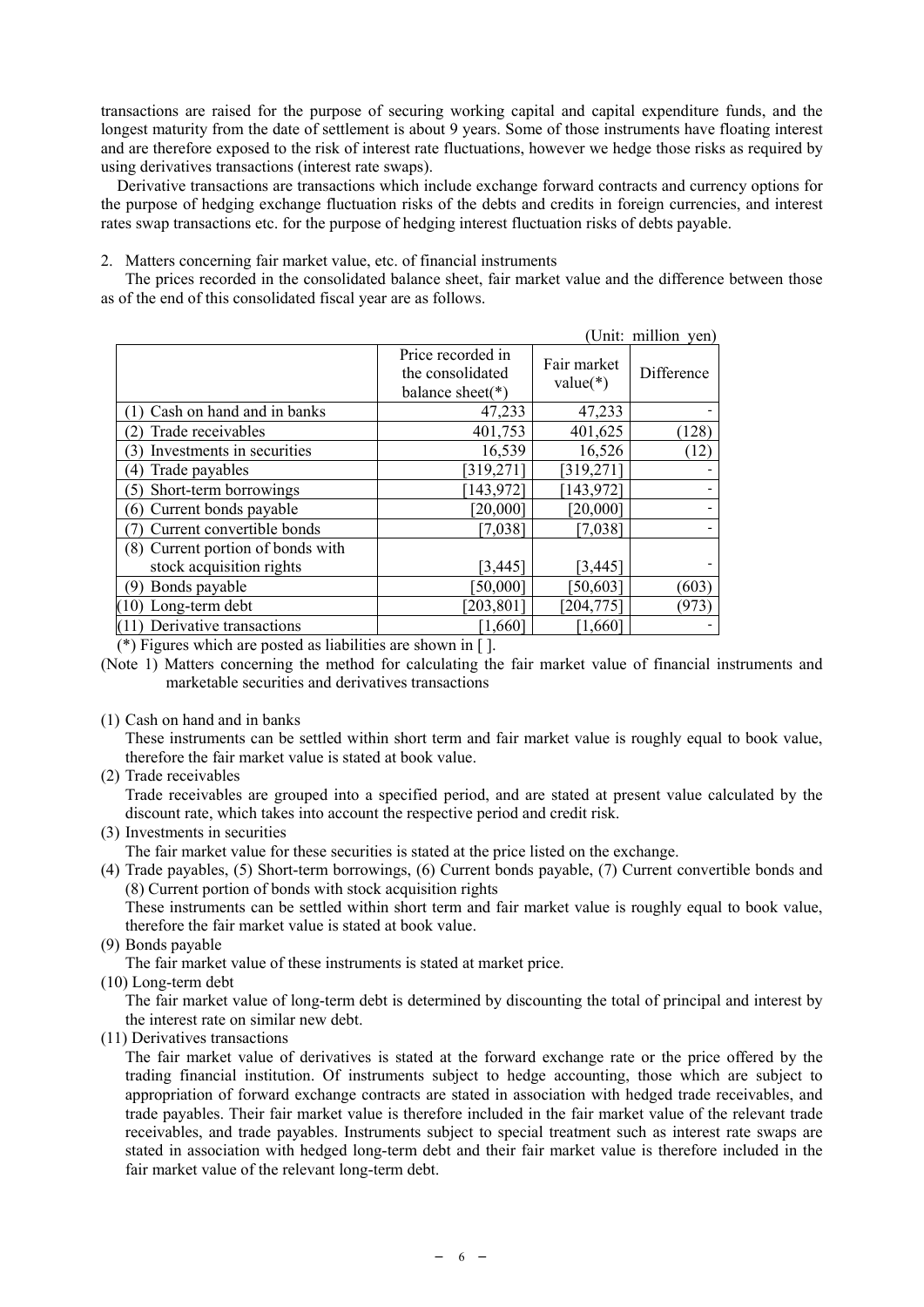transactions are raised for the purpose of securing working capital and capital expenditure funds, and the longest maturity from the date of settlement is about 9 years. Some of those instruments have floating interest and are therefore exposed to the risk of interest rate fluctuations, however we hedge those risks as required by using derivatives transactions (interest rate swaps).

Derivative transactions are transactions which include exchange forward contracts and currency options for the purpose of hedging exchange fluctuation risks of the debts and credits in foreign currencies, and interest rates swap transactions etc. for the purpose of hedging interest fluctuation risks of debts payable.

2. Matters concerning fair market value, etc. of financial instruments

The prices recorded in the consolidated balance sheet, fair market value and the difference between those as of the end of this consolidated fiscal year are as follows.

(Unit: million yen)

| | Price recorded in the consolidated balance sheet(*) | Fair market value(*) | Difference |
|---|---|---|---|
| (1) Cash on hand and in banks | 47,233 | 47,233 | - |
| (2) Trade receivables | 401,753 | 401,625 | (128) |
| (3) Investments in securities | 16,539 | 16,526 | (12) |
| (4) Trade payables | [319,271] | [319,271] | - |
| (5) Short-term borrowings | [143,972] | [143,972] | - |
| (6) Current bonds payable | [20,000] | [20,000] | - |
| (7) Current convertible bonds | [7,038] | [7,038] | - |
| (8) Current portion of bonds with stock acquisition rights | [3,445] | [3,445] | - |
| (9) Bonds payable | [50,000] | [50,603] | (603) |
| (10) Long-term debt | [203,801] | [204,775] | (973) |
| (11) Derivative transactions | [1,660] | [1,660] | - |

(*) Figures which are posted as liabilities are shown in [ ].

(Note 1) Matters concerning the method for calculating the fair market value of financial instruments and marketable securities and derivatives transactions

(1) Cash on hand and in banks

These instruments can be settled within short term and fair market value is roughly equal to book value, therefore the fair market value is stated at book value.

(2) Trade receivables

Trade receivables are grouped into a specified period, and are stated at present value calculated by the discount rate, which takes into account the respective period and credit risk.

(3) Investments in securities

The fair market value for these securities is stated at the price listed on the exchange.

(4) Trade payables, (5) Short-term borrowings, (6) Current bonds payable, (7) Current convertible bonds and (8) Current portion of bonds with stock acquisition rights

These instruments can be settled within short term and fair market value is roughly equal to book value, therefore the fair market value is stated at book value.

(9) Bonds payable

The fair market value of these instruments is stated at market price.

(10) Long-term debt

The fair market value of long-term debt is determined by discounting the total of principal and interest by the interest rate on similar new debt.

(11) Derivatives transactions

The fair market value of derivatives is stated at the forward exchange rate or the price offered by the trading financial institution. Of instruments subject to hedge accounting, those which are subject to appropriation of forward exchange contracts are stated in association with hedged trade receivables, and trade payables. Their fair market value is therefore included in the fair market value of the relevant trade receivables, and trade payables. Instruments subject to special treatment such as interest rate swaps are stated in association with hedged long-term debt and their fair market value is therefore included in the fair market value of the relevant long-term debt.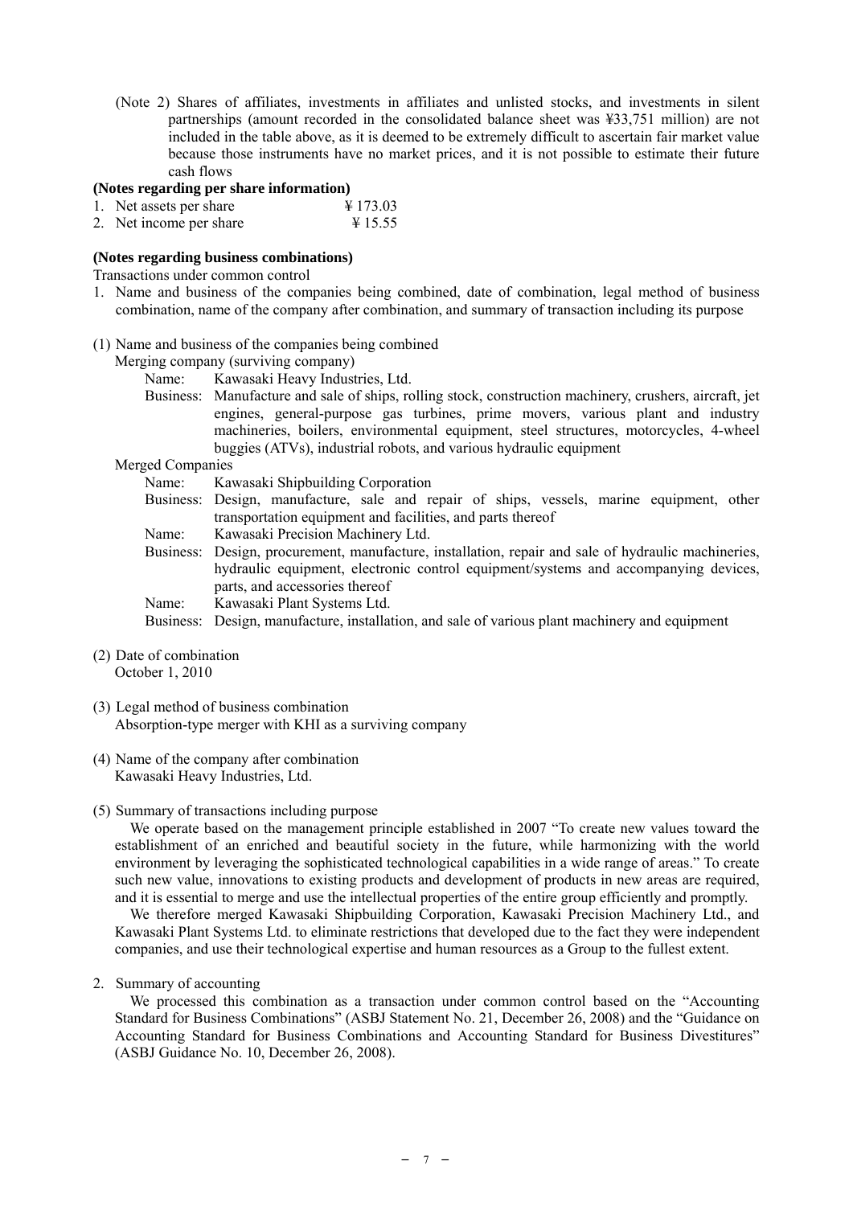(Note 2) Shares of affiliates, investments in affiliates and unlisted stocks, and investments in silent partnerships (amount recorded in the consolidated balance sheet was ¥33,751 million) are not included in the table above, as it is deemed to be extremely difficult to ascertain fair market value because those instruments have no market prices, and it is not possible to estimate their future cash flows

**(Notes regarding per share information)**

1. Net assets per share ¥ 173.03
2. Net income per share ¥ 15.55

**(Notes regarding business combinations)**

Transactions under common control

1. Name and business of the companies being combined, date of combination, legal method of business combination, name of the company after combination, and summary of transaction including its purpose

(1) Name and business of the companies being combined

Merging company (surviving company)

Name: Kawasaki Heavy Industries, Ltd.

Business: Manufacture and sale of ships, rolling stock, construction machinery, crushers, aircraft, jet engines, general-purpose gas turbines, prime movers, various plant and industry machineries, boilers, environmental equipment, steel structures, motorcycles, 4-wheel buggies (ATVs), industrial robots, and various hydraulic equipment

Merged Companies

Name: Kawasaki Shipbuilding Corporation

Business: Design, manufacture, sale and repair of ships, vessels, marine equipment, other transportation equipment and facilities, and parts thereof

Name: Kawasaki Precision Machinery Ltd.

Business: Design, procurement, manufacture, installation, repair and sale of hydraulic machineries, hydraulic equipment, electronic control equipment/systems and accompanying devices, parts, and accessories thereof

Name: Kawasaki Plant Systems Ltd.

Business: Design, manufacture, installation, and sale of various plant machinery and equipment

(2) Date of combination

October 1, 2010

(3) Legal method of business combination

Absorption-type merger with KHI as a surviving company

(4) Name of the company after combination

Kawasaki Heavy Industries, Ltd.

(5) Summary of transactions including purpose

We operate based on the management principle established in 2007 "To create new values toward the establishment of an enriched and beautiful society in the future, while harmonizing with the world environment by leveraging the sophisticated technological capabilities in a wide range of areas." To create such new value, innovations to existing products and development of products in new areas are required, and it is essential to merge and use the intellectual properties of the entire group efficiently and promptly.

We therefore merged Kawasaki Shipbuilding Corporation, Kawasaki Precision Machinery Ltd., and Kawasaki Plant Systems Ltd. to eliminate restrictions that developed due to the fact they were independent companies, and use their technological expertise and human resources as a Group to the fullest extent.

2. Summary of accounting

We processed this combination as a transaction under common control based on the "Accounting Standard for Business Combinations" (ASBJ Statement No. 21, December 26, 2008) and the "Guidance on Accounting Standard for Business Combinations and Accounting Standard for Business Divestitures" (ASBJ Guidance No. 10, December 26, 2008).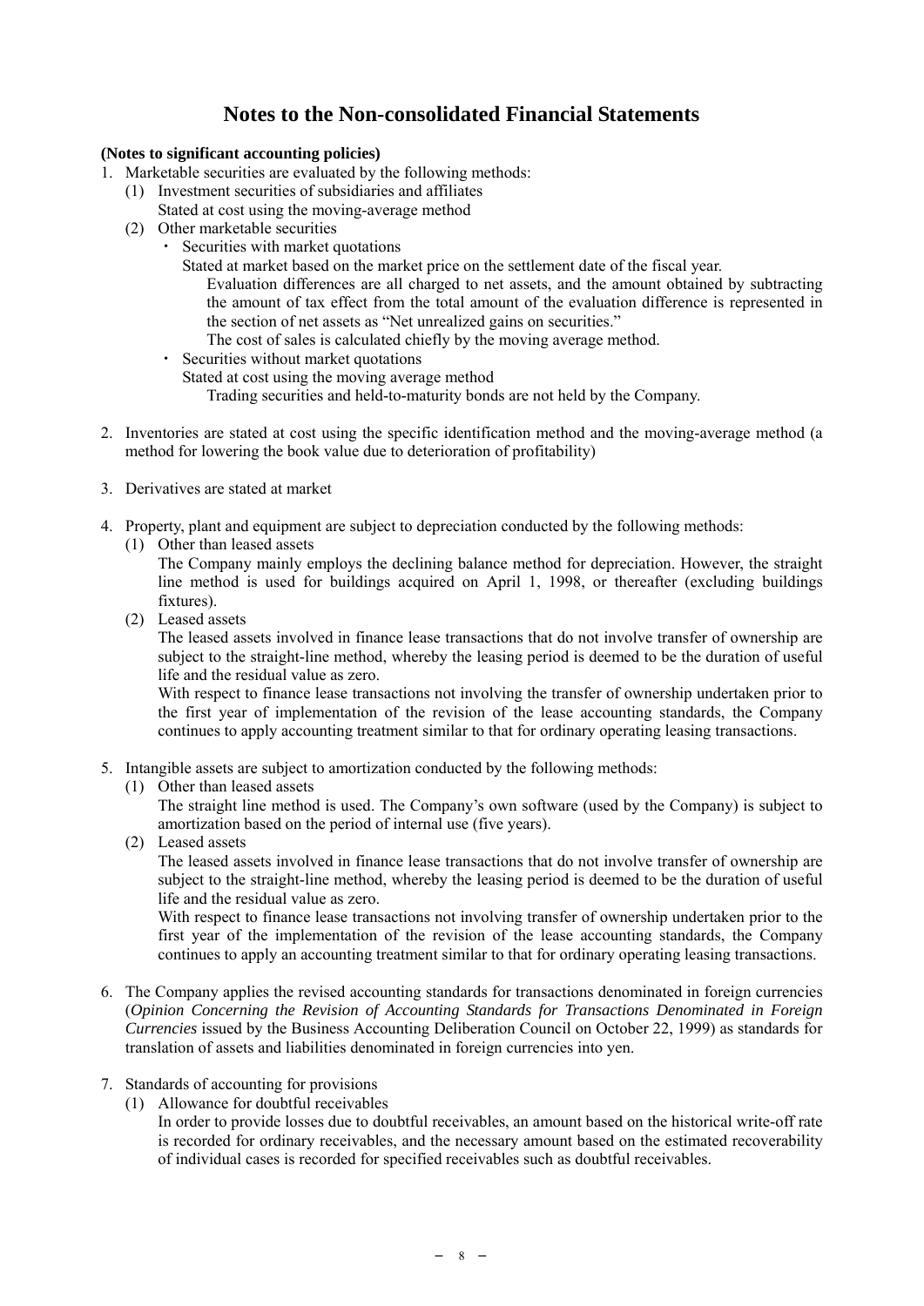# Notes to the Non-consolidated Financial Statements

**(Notes to significant accounting policies)**

1. Marketable securities are evaluated by the following methods:
   (1) Investment securities of subsidiaries and affiliates
   Stated at cost using the moving-average method
   (2) Other marketable securities
   ・ Securities with market quotations
   Stated at market based on the market price on the settlement date of the fiscal year.
   Evaluation differences are all charged to net assets, and the amount obtained by subtracting the amount of tax effect from the total amount of the evaluation difference is represented in the section of net assets as "Net unrealized gains on securities."
   The cost of sales is calculated chiefly by the moving average method.
   ・ Securities without market quotations
   Stated at cost using the moving average method
   Trading securities and held-to-maturity bonds are not held by the Company.

2. Inventories are stated at cost using the specific identification method and the moving-average method (a method for lowering the book value due to deterioration of profitability)

3. Derivatives are stated at market

4. Property, plant and equipment are subject to depreciation conducted by the following methods:
   (1) Other than leased assets
   The Company mainly employs the declining balance method for depreciation. However, the straight line method is used for buildings acquired on April 1, 1998, or thereafter (excluding buildings fixtures).
   (2) Leased assets
   The leased assets involved in finance lease transactions that do not involve transfer of ownership are subject to the straight-line method, whereby the leasing period is deemed to be the duration of useful life and the residual value as zero.
   With respect to finance lease transactions not involving the transfer of ownership undertaken prior to the first year of implementation of the revision of the lease accounting standards, the Company continues to apply accounting treatment similar to that for ordinary operating leasing transactions.

5. Intangible assets are subject to amortization conducted by the following methods:
   (1) Other than leased assets
   The straight line method is used. The Company's own software (used by the Company) is subject to amortization based on the period of internal use (five years).
   (2) Leased assets
   The leased assets involved in finance lease transactions that do not involve transfer of ownership are subject to the straight-line method, whereby the leasing period is deemed to be the duration of useful life and the residual value as zero.
   With respect to finance lease transactions not involving transfer of ownership undertaken prior to the first year of the implementation of the revision of the lease accounting standards, the Company continues to apply an accounting treatment similar to that for ordinary operating leasing transactions.

6. The Company applies the revised accounting standards for transactions denominated in foreign currencies (*Opinion Concerning the Revision of Accounting Standards for Transactions Denominated in Foreign Currencies* issued by the Business Accounting Deliberation Council on October 22, 1999) as standards for translation of assets and liabilities denominated in foreign currencies into yen.

7. Standards of accounting for provisions
   (1) Allowance for doubtful receivables
   In order to provide losses due to doubtful receivables, an amount based on the historical write-off rate is recorded for ordinary receivables, and the necessary amount based on the estimated recoverability of individual cases is recorded for specified receivables such as doubtful receivables.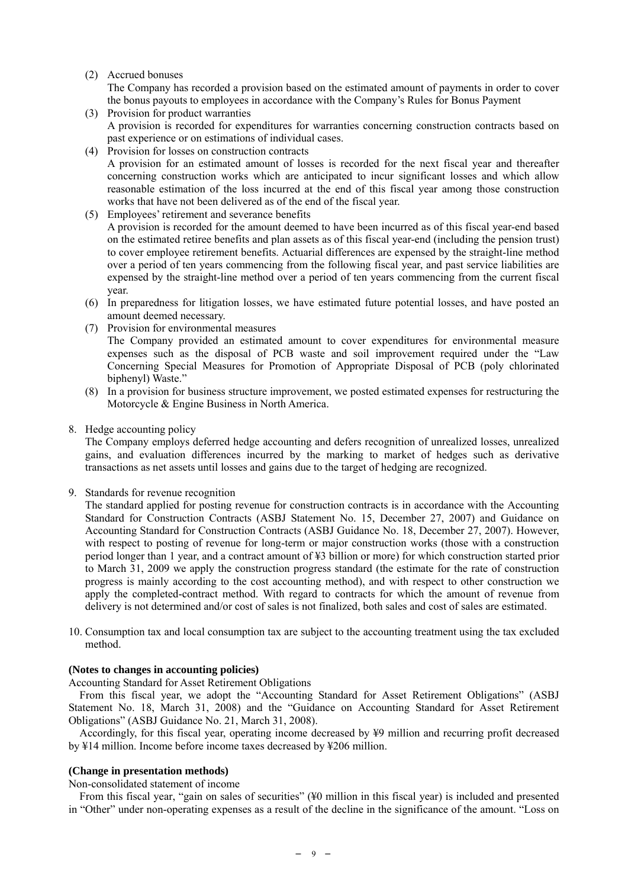(2) Accrued bonuses
The Company has recorded a provision based on the estimated amount of payments in order to cover the bonus payouts to employees in accordance with the Company's Rules for Bonus Payment

(3) Provision for product warranties
A provision is recorded for expenditures for warranties concerning construction contracts based on past experience or on estimations of individual cases.

(4) Provision for losses on construction contracts
A provision for an estimated amount of losses is recorded for the next fiscal year and thereafter concerning construction works which are anticipated to incur significant losses and which allow reasonable estimation of the loss incurred at the end of this fiscal year among those construction works that have not been delivered as of the end of the fiscal year.

(5) Employees' retirement and severance benefits
A provision is recorded for the amount deemed to have been incurred as of this fiscal year-end based on the estimated retiree benefits and plan assets as of this fiscal year-end (including the pension trust) to cover employee retirement benefits. Actuarial differences are expensed by the straight-line method over a period of ten years commencing from the following fiscal year, and past service liabilities are expensed by the straight-line method over a period of ten years commencing from the current fiscal year.

(6) In preparedness for litigation losses, we have estimated future potential losses, and have posted an amount deemed necessary.

(7) Provision for environmental measures
The Company provided an estimated amount to cover expenditures for environmental measure expenses such as the disposal of PCB waste and soil improvement required under the "Law Concerning Special Measures for Promotion of Appropriate Disposal of PCB (poly chlorinated biphenyl) Waste."

(8) In a provision for business structure improvement, we posted estimated expenses for restructuring the Motorcycle & Engine Business in North America.

8. Hedge accounting policy
The Company employs deferred hedge accounting and defers recognition of unrealized losses, unrealized gains, and evaluation differences incurred by the marking to market of hedges such as derivative transactions as net assets until losses and gains due to the target of hedging are recognized.

9. Standards for revenue recognition
The standard applied for posting revenue for construction contracts is in accordance with the Accounting Standard for Construction Contracts (ASBJ Statement No. 15, December 27, 2007) and Guidance on Accounting Standard for Construction Contracts (ASBJ Guidance No. 18, December 27, 2007). However, with respect to posting of revenue for long-term or major construction works (those with a construction period longer than 1 year, and a contract amount of ¥3 billion or more) for which construction started prior to March 31, 2009 we apply the construction progress standard (the estimate for the rate of construction progress is mainly according to the cost accounting method), and with respect to other construction we apply the completed-contract method. With regard to contracts for which the amount of revenue from delivery is not determined and/or cost of sales is not finalized, both sales and cost of sales are estimated.

10. Consumption tax and local consumption tax are subject to the accounting treatment using the tax excluded method.

**(Notes to changes in accounting policies)**

Accounting Standard for Asset Retirement Obligations

From this fiscal year, we adopt the "Accounting Standard for Asset Retirement Obligations" (ASBJ Statement No. 18, March 31, 2008) and the "Guidance on Accounting Standard for Asset Retirement Obligations" (ASBJ Guidance No. 21, March 31, 2008).

Accordingly, for this fiscal year, operating income decreased by ¥9 million and recurring profit decreased by ¥14 million. Income before income taxes decreased by ¥206 million.

**(Change in presentation methods)**

Non-consolidated statement of income

From this fiscal year, "gain on sales of securities" (¥0 million in this fiscal year) is included and presented in "Other" under non-operating expenses as a result of the decline in the significance of the amount. "Loss on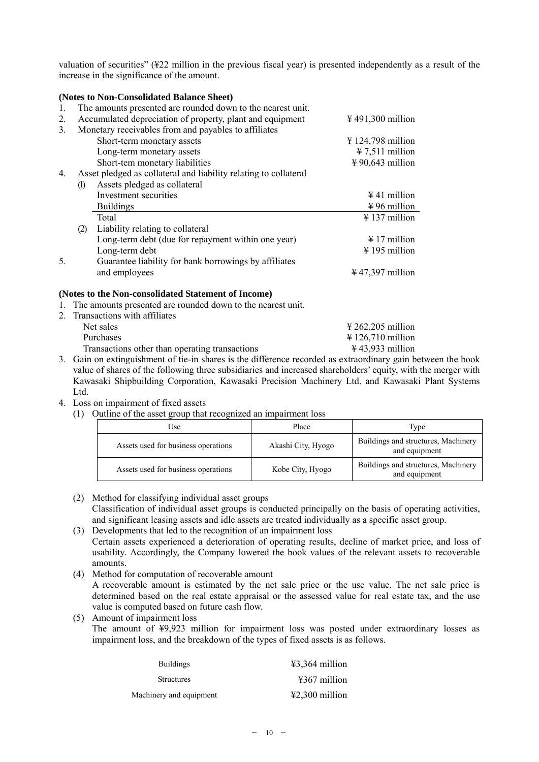valuation of securities" (¥22 million in the previous fiscal year) is presented independently as a result of the increase in the significance of the amount.

**(Notes to Non-Consolidated Balance Sheet)**

1. The amounts presented are rounded down to the nearest unit.
2. Accumulated depreciation of property, plant and equipment ¥491,300 million
3. Monetary receivables from and payables to affiliates

| | |
|---|---|
| Short-term monetary assets | ¥124,798 million |
| Long-term monetary assets | ¥7,511 million |
| Short-tem monetary liabilities | ¥90,643 million |

4. Asset pledged as collateral and liability relating to collateral

(1) Assets pledged as collateral

| | |
|---|---|
| Investment securities | ¥41 million |
| Buildings | ¥96 million |
| Total | ¥137 million |

(2) Liability relating to collateral

| | |
|---|---|
| Long-term debt (due for repayment within one year) | ¥17 million |
| Long-term debt | ¥195 million |

5. Guarantee liability for bank borrowings by affiliates and employees ¥47,397 million

**(Notes to the Non-consolidated Statement of Income)**

1. The amounts presented are rounded down to the nearest unit.
2. Transactions with affiliates

| | |
|---|---|
| Net sales | ¥262,205 million |
| Purchases | ¥126,710 million |
| Transactions other than operating transactions | ¥43,933 million |

3. Gain on extinguishment of tie-in shares is the difference recorded as extraordinary gain between the book value of shares of the following three subsidiaries and increased shareholders' equity, with the merger with Kawasaki Shipbuilding Corporation, Kawasaki Precision Machinery Ltd. and Kawasaki Plant Systems Ltd.
4. Loss on impairment of fixed assets
   (1) Outline of the asset group that recognized an impairment loss

| Use | Place | Type |
|---|---|---|
| Assets used for business operations | Akashi City, Hyogo | Buildings and structures, Machinery and equipment |
| Assets used for business operations | Kobe City, Hyogo | Buildings and structures, Machinery and equipment |

   (2) Method for classifying individual asset groups
   Classification of individual asset groups is conducted principally on the basis of operating activities, and significant leasing assets and idle assets are treated individually as a specific asset group.

   (3) Developments that led to the recognition of an impairment loss
   Certain assets experienced a deterioration of operating results, decline of market price, and loss of usability. Accordingly, the Company lowered the book values of the relevant assets to recoverable amounts.

   (4) Method for computation of recoverable amount
   A recoverable amount is estimated by the net sale price or the use value. The net sale price is determined based on the real estate appraisal or the assessed value for real estate tax, and the use value is computed based on future cash flow.

   (5) Amount of impairment loss
   The amount of ¥9,923 million for impairment loss was posted under extraordinary losses as impairment loss, and the breakdown of the types of fixed assets is as follows.

| | |
|---|---|
| Buildings | ¥3,364 million |
| Structures | ¥367 million |
| Machinery and equipment | ¥2,300 million |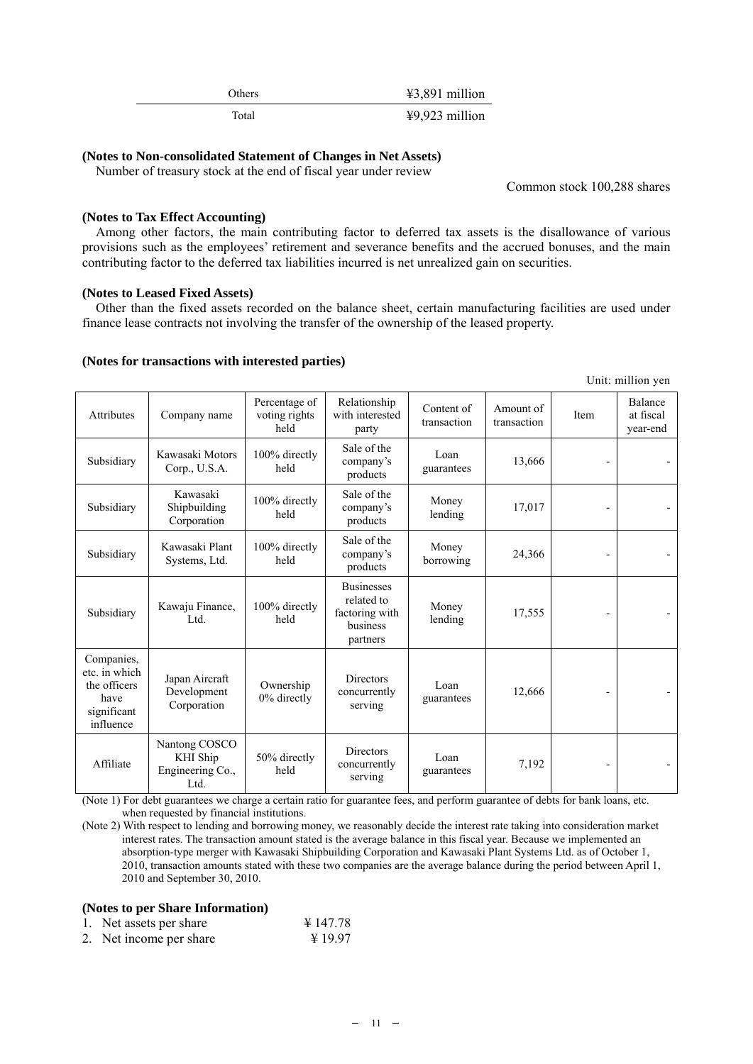| | |
|---|---|
| Others | ¥3,891 million |
| Total | ¥9,923 million |

**(Notes to Non-consolidated Statement of Changes in Net Assets)**

Number of treasury stock at the end of fiscal year under review

Common stock 100,288 shares

**(Notes to Tax Effect Accounting)**

Among other factors, the main contributing factor to deferred tax assets is the disallowance of various provisions such as the employees' retirement and severance benefits and the accrued bonuses, and the main contributing factor to the deferred tax liabilities incurred is net unrealized gain on securities.

**(Notes to Leased Fixed Assets)**

Other than the fixed assets recorded on the balance sheet, certain manufacturing facilities are used under finance lease contracts not involving the transfer of the ownership of the leased property.

**(Notes for transactions with interested parties)**

Unit: million yen

| Attributes | Company name | Percentage of voting rights held | Relationship with interested party | Content of transaction | Amount of transaction | Item | Balance at fiscal year-end |
|---|---|---|---|---|---|---|---|
| Subsidiary | Kawasaki Motors Corp., U.S.A. | 100% directly held | Sale of the company's products | Loan guarantees | 13,666 | - | - |
| Subsidiary | Kawasaki Shipbuilding Corporation | 100% directly held | Sale of the company's products | Money lending | 17,017 | - | - |
| Subsidiary | Kawasaki Plant Systems, Ltd. | 100% directly held | Sale of the company's products | Money borrowing | 24,366 | - | - |
| Subsidiary | Kawaju Finance, Ltd. | 100% directly held | Businesses related to factoring with business partners | Money lending | 17,555 | - | - |
| Companies, etc. in which the officers have significant influence | Japan Aircraft Development Corporation | Ownership 0% directly | Directors concurrently serving | Loan guarantees | 12,666 | - | - |
| Affiliate | Nantong COSCO KHI Ship Engineering Co., Ltd. | 50% directly held | Directors concurrently serving | Loan guarantees | 7,192 | - | - |

(Note 1) For debt guarantees we charge a certain ratio for guarantee fees, and perform guarantee of debts for bank loans, etc. when requested by financial institutions.

(Note 2) With respect to lending and borrowing money, we reasonably decide the interest rate taking into consideration market interest rates. The transaction amount stated is the average balance in this fiscal year. Because we implemented an absorption-type merger with Kawasaki Shipbuilding Corporation and Kawasaki Plant Systems Ltd. as of October 1, 2010, transaction amounts stated with these two companies are the average balance during the period between April 1, 2010 and September 30, 2010.

**(Notes to per Share Information)**

1. Net assets per share ¥ 147.78
2. Net income per share ¥ 19.97